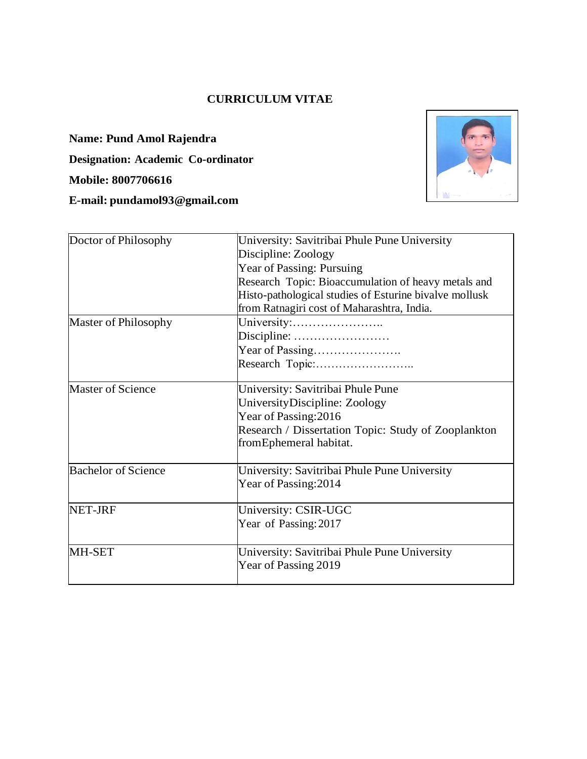# CURRICULUM VITAE

**Name: Pund Amol Rajendra**

**Designation: Academic Co-ordinator**

**Mobile: 8007706616**

**E-mail: pundamol93@gmail.com**

| | |
|---|---|
| Doctor of Philosophy | University: Savitribai Phule Pune University<br>Discipline: Zoology<br>Year of Passing: Pursuing<br>Research Topic: Bioaccumulation of heavy metals and Histo-pathological studies of Esturine bivalve mollusk from Ratnagiri cost of Maharashtra, India. |
| Master of Philosophy | University:…………………..<br>Discipline: ……………………<br>Year of Passing………………….<br>Research Topic:…………………….. |
| Master of Science | University: Savitribai Phule Pune UniversityDiscipline: Zoology<br>Year of Passing:2016<br>Research / Dissertation Topic: Study of Zooplankton fromEphemeral habitat. |
| Bachelor of Science | University: Savitribai Phule Pune University<br>Year of Passing:2014 |
| NET-JRF | University: CSIR-UGC<br>Year of Passing: 2017 |
| MH-SET | University: Savitribai Phule Pune University<br>Year of Passing 2019 |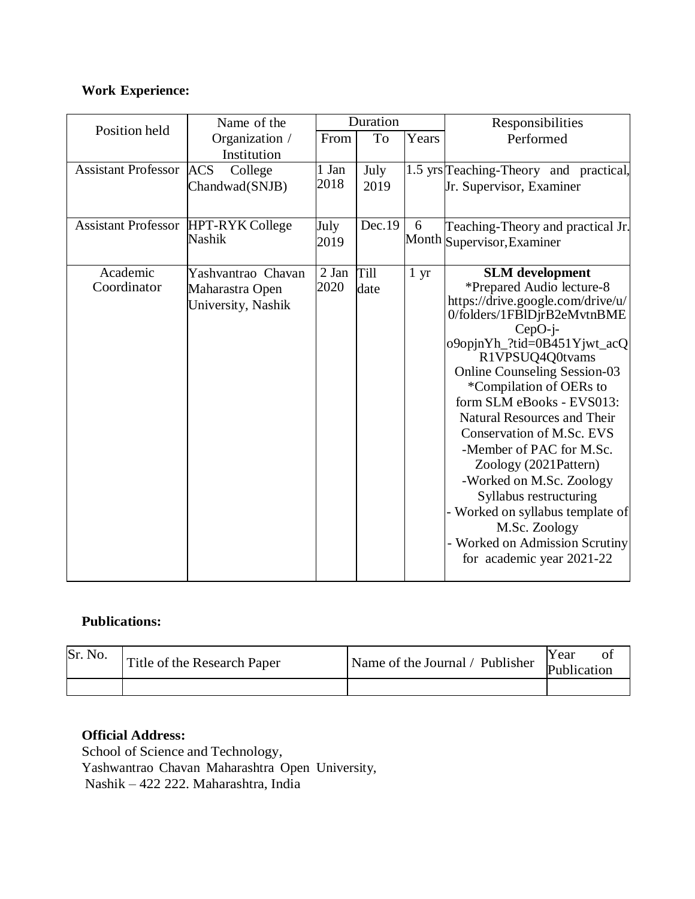**Work Experience:**

| Position held | Name of the Organization / Institution | Duration | | | Responsibilities Performed |
|---|---|---|---|---|---|
| | | From | To | Years | |
| Assistant Professor | ACS College Chandwad(SNJB) | 1 Jan 2018 | July 2019 | 1.5 yrs | Teaching-Theory and practical, Jr. Supervisor, Examiner |
| Assistant Professor | HPT-RYK College Nashik | July 2019 | Dec.19 | 6 Month | Teaching-Theory and practical Jr. Supervisor,Examiner |
| Academic Coordinator | Yashvantrao Chavan Maharastra Open University, Nashik | 2 Jan 2020 | Till date | 1 yr | **SLM development** *Prepared Audio lecture-8 https://drive.google.com/drive/u/0/folders/1FBlDjrB2eMvtnBMECepO-j-o9opjnYh_?tid=0B451Yjwt_acQR1VPSUQ4Q0tvams Online Counseling Session-03 *Compilation of OERs to form SLM eBooks - EVS013: Natural Resources and Their Conservation of M.Sc. EVS -Member of PAC for M.Sc. Zoology (2021Pattern) -Worked on M.Sc. Zoology Syllabus restructuring - Worked on syllabus template of M.Sc. Zoology - Worked on Admission Scrutiny for academic year 2021-22 |

**Publications:**

| Sr. No. | Title of the Research Paper | Name of the Journal / Publisher | Year of Publication |
|---|---|---|---|
| | | | |

**Official Address:**
School of Science and Technology,
Yashwantrao Chavan Maharashtra Open University,
Nashik – 422 222. Maharashtra, India